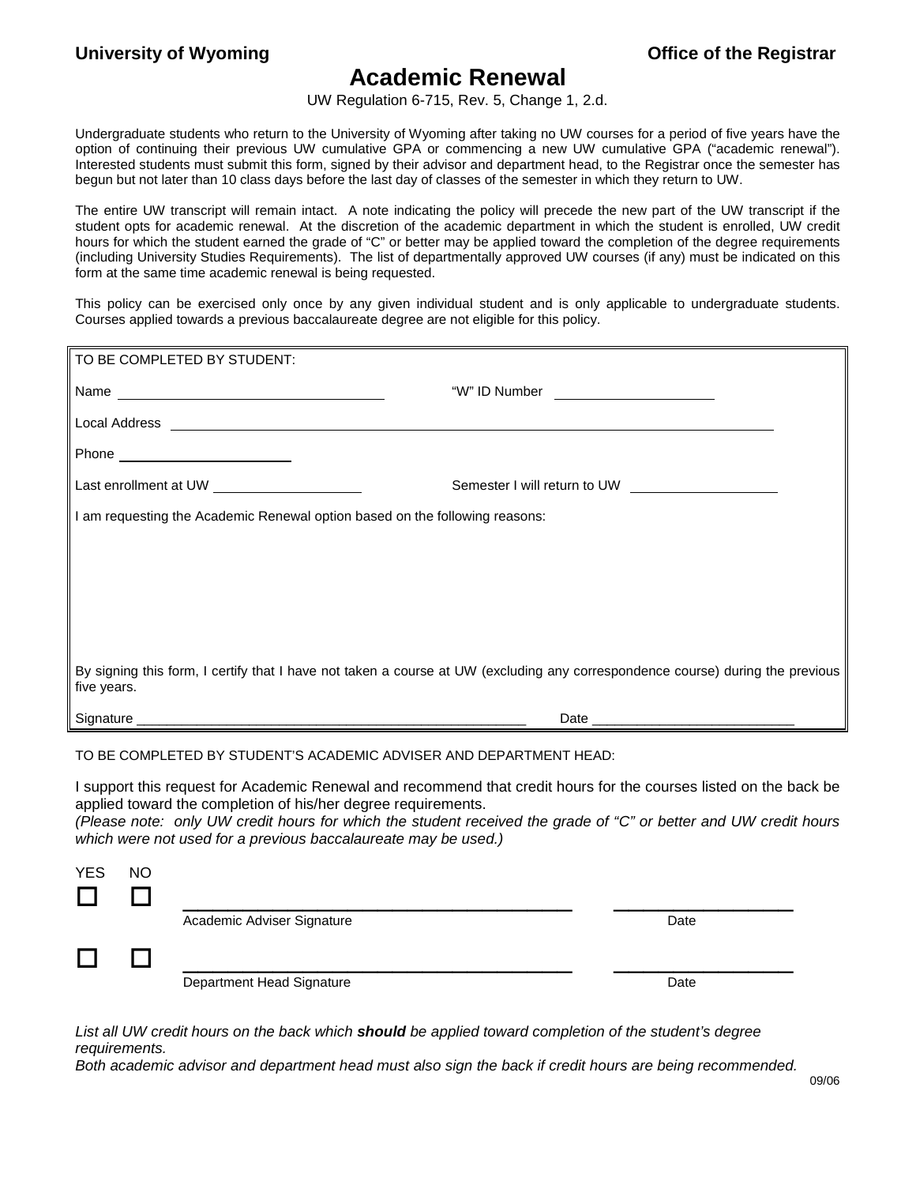**University of Wyoming** **Office of the Registrar**

# Academic Renewal

UW Regulation 6-715, Rev. 5, Change 1, 2.d.

Undergraduate students who return to the University of Wyoming after taking no UW courses for a period of five years have the option of continuing their previous UW cumulative GPA or commencing a new UW cumulative GPA ("academic renewal"). Interested students must submit this form, signed by their advisor and department head, to the Registrar once the semester has begun but not later than 10 class days before the last day of classes of the semester in which they return to UW.

The entire UW transcript will remain intact. A note indicating the policy will precede the new part of the UW transcript if the student opts for academic renewal. At the discretion of the academic department in which the student is enrolled, UW credit hours for which the student earned the grade of "C" or better may be applied toward the completion of the degree requirements (including University Studies Requirements). The list of departmentally approved UW courses (if any) must be indicated on this form at the same time academic renewal is being requested.

This policy can be exercised only once by any given individual student and is only applicable to undergraduate students. Courses applied towards a previous baccalaureate degree are not eligible for this policy.

TO BE COMPLETED BY STUDENT:

Name ______________________________ "W" ID Number ____________________

Local Address ______________________________________________________________

Phone ____________________

Last enrollment at UW ____________________ Semester I will return to UW ____________________

I am requesting the Academic Renewal option based on the following reasons:

By signing this form, I certify that I have not taken a course at UW (excluding any correspondence course) during the previous five years.

Signature ______________________________________________ Date _________________________

TO BE COMPLETED BY STUDENT'S ACADEMIC ADVISER AND DEPARTMENT HEAD:

I support this request for Academic Renewal and recommend that credit hours for the courses listed on the back be applied toward the completion of his/her degree requirements.
*(Please note: only UW credit hours for which the student received the grade of "C" or better and UW credit hours which were not used for a previous baccalaureate may be used.)*

| YES | NO | | |
|---|---|---|---|
| ☐ | ☐ | ______________________________ Academic Adviser Signature | ____________ Date |
| ☐ | ☐ | ______________________________ Department Head Signature | ____________ Date |

*List all UW credit hours on the back which **should** be applied toward completion of the student's degree requirements.*
*Both academic advisor and department head must also sign the back if credit hours are being recommended.*

09/06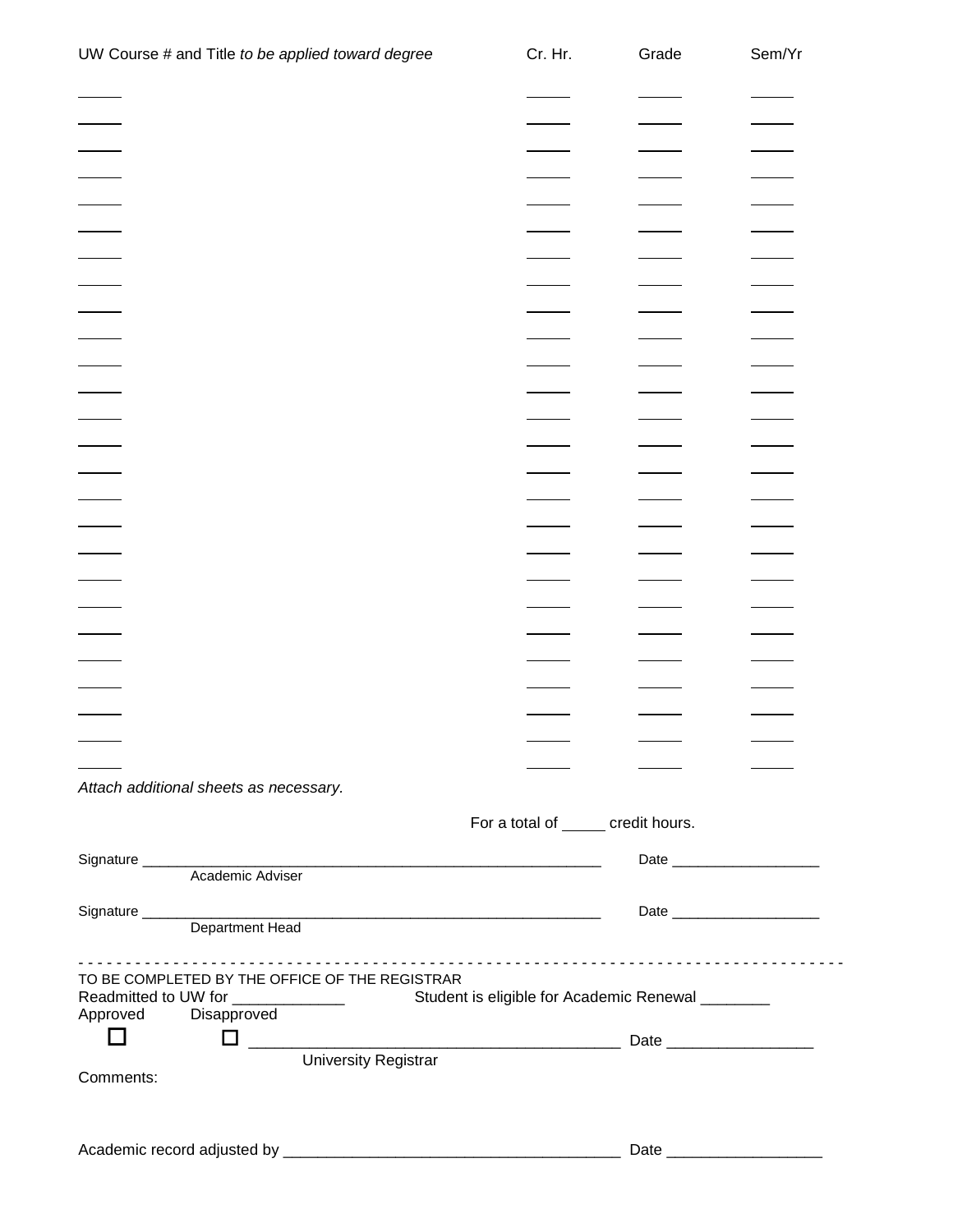| UW Course # and Title *to be applied toward degree* | Cr. Hr. | Grade | Sem/Yr |
|---|---|---|---|
| _____ | _____ | _____ | _____ |
| _____ | _____ | _____ | _____ |
| _____ | _____ | _____ | _____ |
| _____ | _____ | _____ | _____ |
| _____ | _____ | _____ | _____ |
| _____ | _____ | _____ | _____ |
| _____ | _____ | _____ | _____ |
| _____ | _____ | _____ | _____ |
| _____ | _____ | _____ | _____ |
| _____ | _____ | _____ | _____ |
| _____ | _____ | _____ | _____ |
| _____ | _____ | _____ | _____ |
| _____ | _____ | _____ | _____ |
| _____ | _____ | _____ | _____ |
| _____ | _____ | _____ | _____ |
| _____ | _____ | _____ | _____ |
| _____ | _____ | _____ | _____ |
| _____ | _____ | _____ | _____ |
| _____ | _____ | _____ | _____ |
| _____ | _____ | _____ | _____ |
| _____ | _____ | _____ | _____ |
| _____ | _____ | _____ | _____ |
| _____ | _____ | _____ | _____ |
| _____ | _____ | _____ | _____ |
| _____ | _____ | _____ | _____ |
| _____ | _____ | _____ | _____ |

*Attach additional sheets as necessary.*

For a total of _____ credit hours.

Signature ________________________________________________________ Date __________________
Academic Adviser

Signature ________________________________________________________ Date __________________
Department Head

- - - - - - - - - - - - - - - - - - - - - - - - - - - - - - - - - - - - - - - - - - - - - - - - - - - - - - - - - - - - - - - - - - - - - - - - - - - - - -

TO BE COMPLETED BY THE OFFICE OF THE REGISTRAR

Readmitted to UW for _____________ Student is eligible for Academic Renewal ________

Approved Disapproved

☐ ☐ __________________________________________ Date _________________
University Registrar

Comments:

Academic record adjusted by ______________________________________ Date _________________